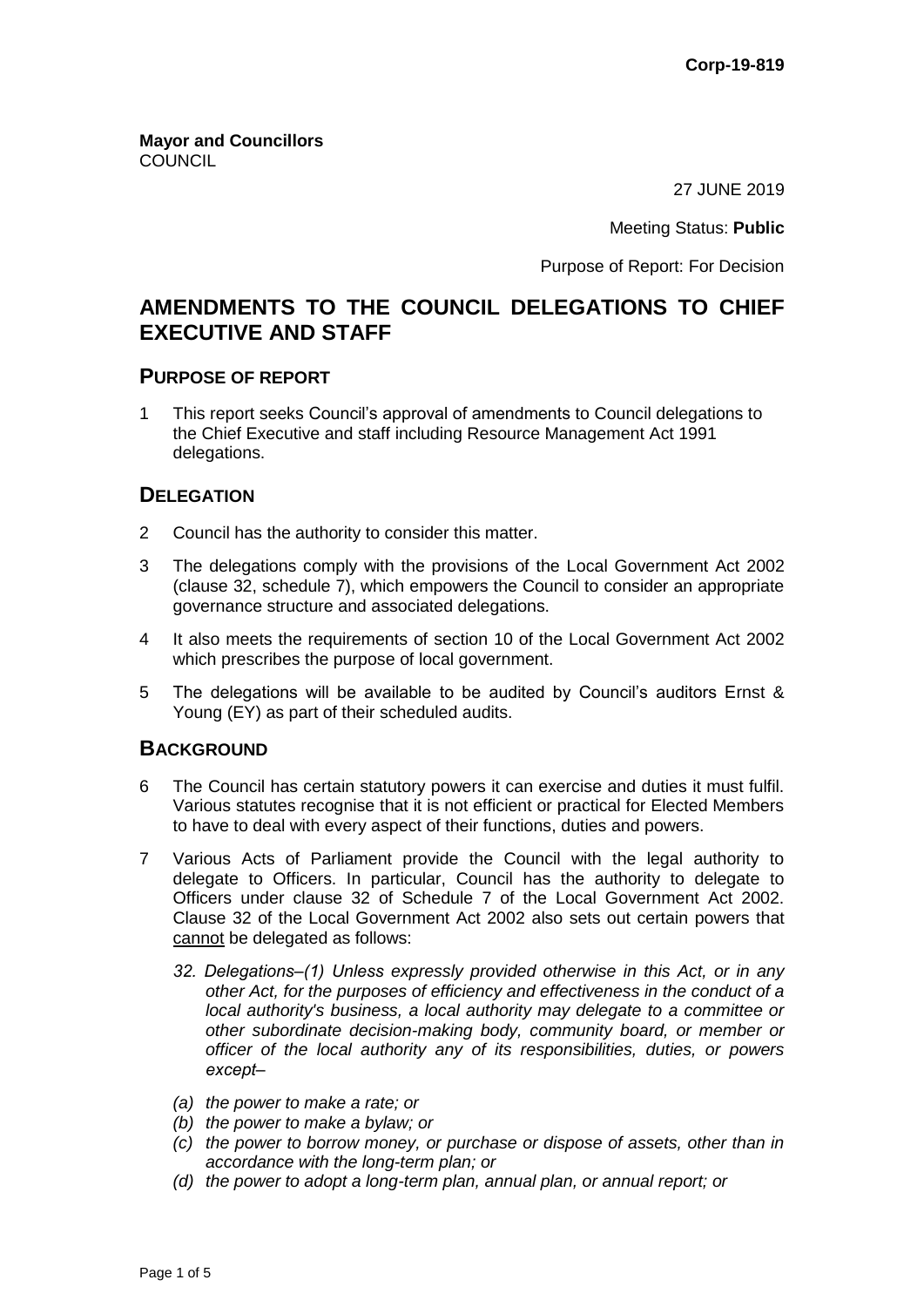Corp-19-819

**Mayor and Councillors**
COUNCIL

27 JUNE 2019

Meeting Status: **Public**

Purpose of Report: For Decision

# AMENDMENTS TO THE COUNCIL DELEGATIONS TO CHIEF EXECUTIVE AND STAFF

## PURPOSE OF REPORT

1 This report seeks Council's approval of amendments to Council delegations to the Chief Executive and staff including Resource Management Act 1991 delegations.

## DELEGATION

2 Council has the authority to consider this matter.

3 The delegations comply with the provisions of the Local Government Act 2002 (clause 32, schedule 7), which empowers the Council to consider an appropriate governance structure and associated delegations.

4 It also meets the requirements of section 10 of the Local Government Act 2002 which prescribes the purpose of local government.

5 The delegations will be available to be audited by Council's auditors Ernst & Young (EY) as part of their scheduled audits.

## BACKGROUND

6 The Council has certain statutory powers it can exercise and duties it must fulfil. Various statutes recognise that it is not efficient or practical for Elected Members to have to deal with every aspect of their functions, duties and powers.

7 Various Acts of Parliament provide the Council with the legal authority to delegate to Officers. In particular, Council has the authority to delegate to Officers under clause 32 of Schedule 7 of the Local Government Act 2002. Clause 32 of the Local Government Act 2002 also sets out certain powers that cannot be delegated as follows:

*32. Delegations–(1) Unless expressly provided otherwise in this Act, or in any other Act, for the purposes of efficiency and effectiveness in the conduct of a local authority's business, a local authority may delegate to a committee or other subordinate decision-making body, community board, or member or officer of the local authority any of its responsibilities, duties, or powers except–*

*(a) the power to make a rate; or*
*(b) the power to make a bylaw; or*
*(c) the power to borrow money, or purchase or dispose of assets, other than in accordance with the long-term plan; or*
*(d) the power to adopt a long-term plan, annual plan, or annual report; or*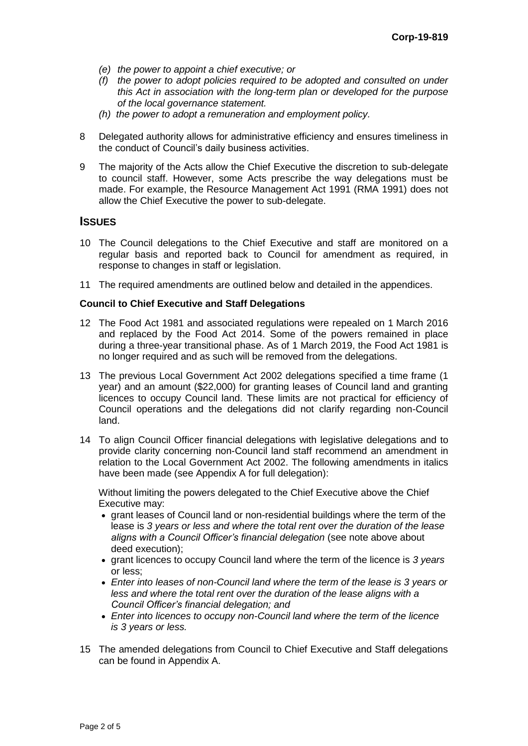- *(e) the power to appoint a chief executive; or*
- *(f) the power to adopt policies required to be adopted and consulted on under this Act in association with the long-term plan or developed for the purpose of the local governance statement.*
- *(h) the power to adopt a remuneration and employment policy.*

8 Delegated authority allows for administrative efficiency and ensures timeliness in the conduct of Council's daily business activities.

9 The majority of the Acts allow the Chief Executive the discretion to sub-delegate to council staff. However, some Acts prescribe the way delegations must be made. For example, the Resource Management Act 1991 (RMA 1991) does not allow the Chief Executive the power to sub-delegate.

## ISSUES

10 The Council delegations to the Chief Executive and staff are monitored on a regular basis and reported back to Council for amendment as required, in response to changes in staff or legislation.

11 The required amendments are outlined below and detailed in the appendices.

### Council to Chief Executive and Staff Delegations

12 The Food Act 1981 and associated regulations were repealed on 1 March 2016 and replaced by the Food Act 2014. Some of the powers remained in place during a three-year transitional phase. As of 1 March 2019, the Food Act 1981 is no longer required and as such will be removed from the delegations.

13 The previous Local Government Act 2002 delegations specified a time frame (1 year) and an amount ($22,000) for granting leases of Council land and granting licences to occupy Council land. These limits are not practical for efficiency of Council operations and the delegations did not clarify regarding non-Council land.

14 To align Council Officer financial delegations with legislative delegations and to provide clarity concerning non-Council land staff recommend an amendment in relation to the Local Government Act 2002. The following amendments in italics have been made (see Appendix A for full delegation):

Without limiting the powers delegated to the Chief Executive above the Chief Executive may:

- grant leases of Council land or non-residential buildings where the term of the lease is *3 years or less and where the total rent over the duration of the lease aligns with a Council Officer's financial delegation* (see note above about deed execution);
- grant licences to occupy Council land where the term of the licence is *3 years* or less;
- *Enter into leases of non-Council land where the term of the lease is 3 years or less and where the total rent over the duration of the lease aligns with a Council Officer's financial delegation; and*
- *Enter into licences to occupy non-Council land where the term of the licence is 3 years or less.*

15 The amended delegations from Council to Chief Executive and Staff delegations can be found in Appendix A.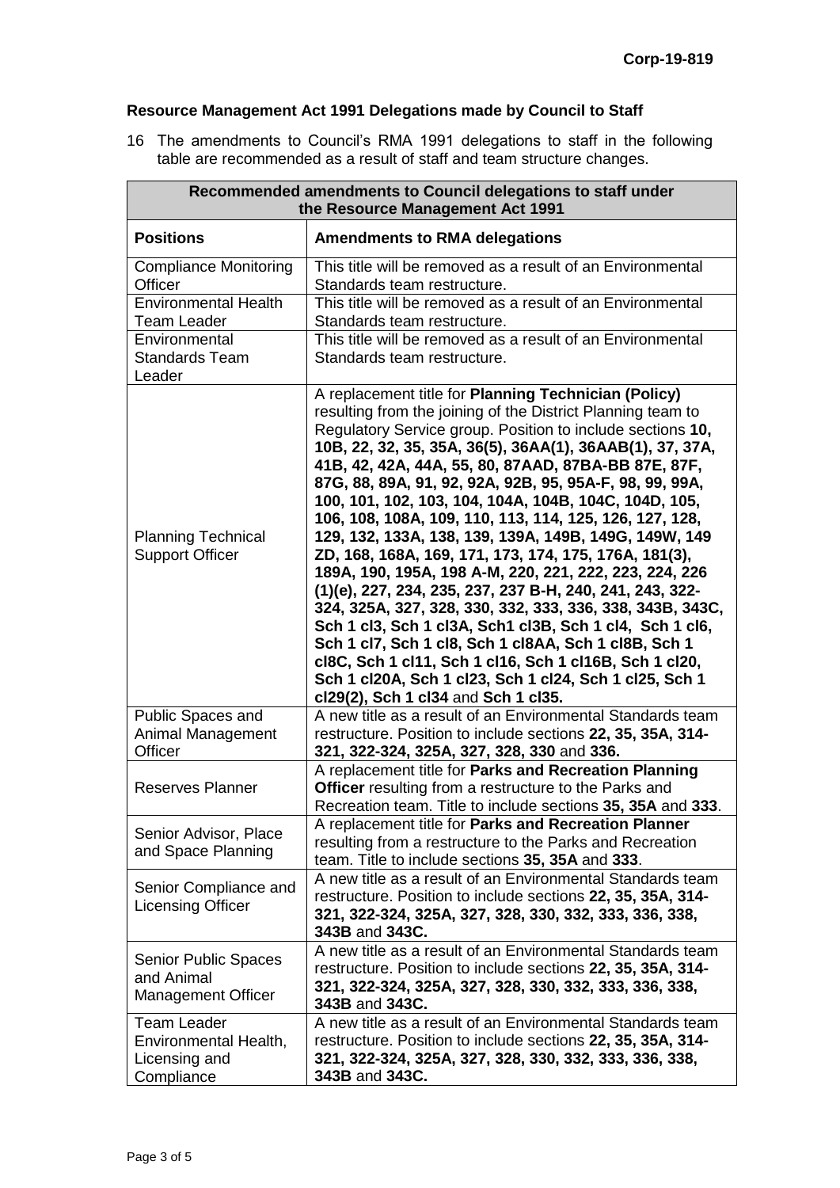### Resource Management Act 1991 Delegations made by Council to Staff

16 The amendments to Council's RMA 1991 delegations to staff in the following table are recommended as a result of staff and team structure changes.

| Recommended amendments to Council delegations to staff under the Resource Management Act 1991 | |
|---|---|
| **Positions** | **Amendments to RMA delegations** |
| Compliance Monitoring Officer | This title will be removed as a result of an Environmental Standards team restructure. |
| Environmental Health Team Leader | This title will be removed as a result of an Environmental Standards team restructure. |
| Environmental Standards Team Leader | This title will be removed as a result of an Environmental Standards team restructure. |
| Planning Technical Support Officer | A replacement title for **Planning Technician (Policy)** resulting from the joining of the District Planning team to Regulatory Service group. Position to include sections **10, 10B, 22, 32, 35, 35A, 36(5), 36AA(1), 36AAB(1), 37, 37A, 41B, 42, 42A, 44A, 55, 80, 87AAD, 87BA-BB 87E, 87F, 87G, 88, 89A, 91, 92, 92A, 92B, 95, 95A-F, 98, 99, 99A, 100, 101, 102, 103, 104, 104A, 104B, 104C, 104D, 105, 106, 108, 108A, 109, 110, 113, 114, 125, 126, 127, 128, 129, 132, 133A, 138, 139, 139A, 149B, 149G, 149W, 149 ZD, 168, 168A, 169, 171, 173, 174, 175, 176A, 181(3), 189A, 190, 195A, 198 A-M, 220, 221, 222, 223, 224, 226 (1)(e), 227, 234, 235, 237, 237 B-H, 240, 241, 243, 322-324, 325A, 327, 328, 330, 332, 333, 336, 338, 343B, 343C, Sch 1 cl3, Sch 1 cl3A, Sch1 cl3B, Sch 1 cl4, Sch 1 cl6, Sch 1 cl7, Sch 1 cl8, Sch 1 cl8AA, Sch 1 cl8B, Sch 1 cl8C, Sch 1 cl11, Sch 1 cl16, Sch 1 cl16B, Sch 1 cl20, Sch 1 cl20A, Sch 1 cl23, Sch 1 cl24, Sch 1 cl25, Sch 1 cl29(2), Sch 1 cl34** and **Sch 1 cl35.** |
| Public Spaces and Animal Management Officer | A new title as a result of an Environmental Standards team restructure. Position to include sections **22, 35, 35A, 314-321, 322-324, 325A, 327, 328, 330** and **336.** |
| Reserves Planner | A replacement title for **Parks and Recreation Planning Officer** resulting from a restructure to the Parks and Recreation team. Title to include sections **35, 35A** and **333**. |
| Senior Advisor, Place and Space Planning | A replacement title for **Parks and Recreation Planner** resulting from a restructure to the Parks and Recreation team. Title to include sections **35, 35A** and **333**. |
| Senior Compliance and Licensing Officer | A new title as a result of an Environmental Standards team restructure. Position to include sections **22, 35, 35A, 314-321, 322-324, 325A, 327, 328, 330, 332, 333, 336, 338, 343B** and **343C.** |
| Senior Public Spaces and Animal Management Officer | A new title as a result of an Environmental Standards team restructure. Position to include sections **22, 35, 35A, 314-321, 322-324, 325A, 327, 328, 330, 332, 333, 336, 338, 343B** and **343C.** |
| Team Leader Environmental Health, Licensing and Compliance | A new title as a result of an Environmental Standards team restructure. Position to include sections **22, 35, 35A, 314-321, 322-324, 325A, 327, 328, 330, 332, 333, 336, 338, 343B** and **343C.** |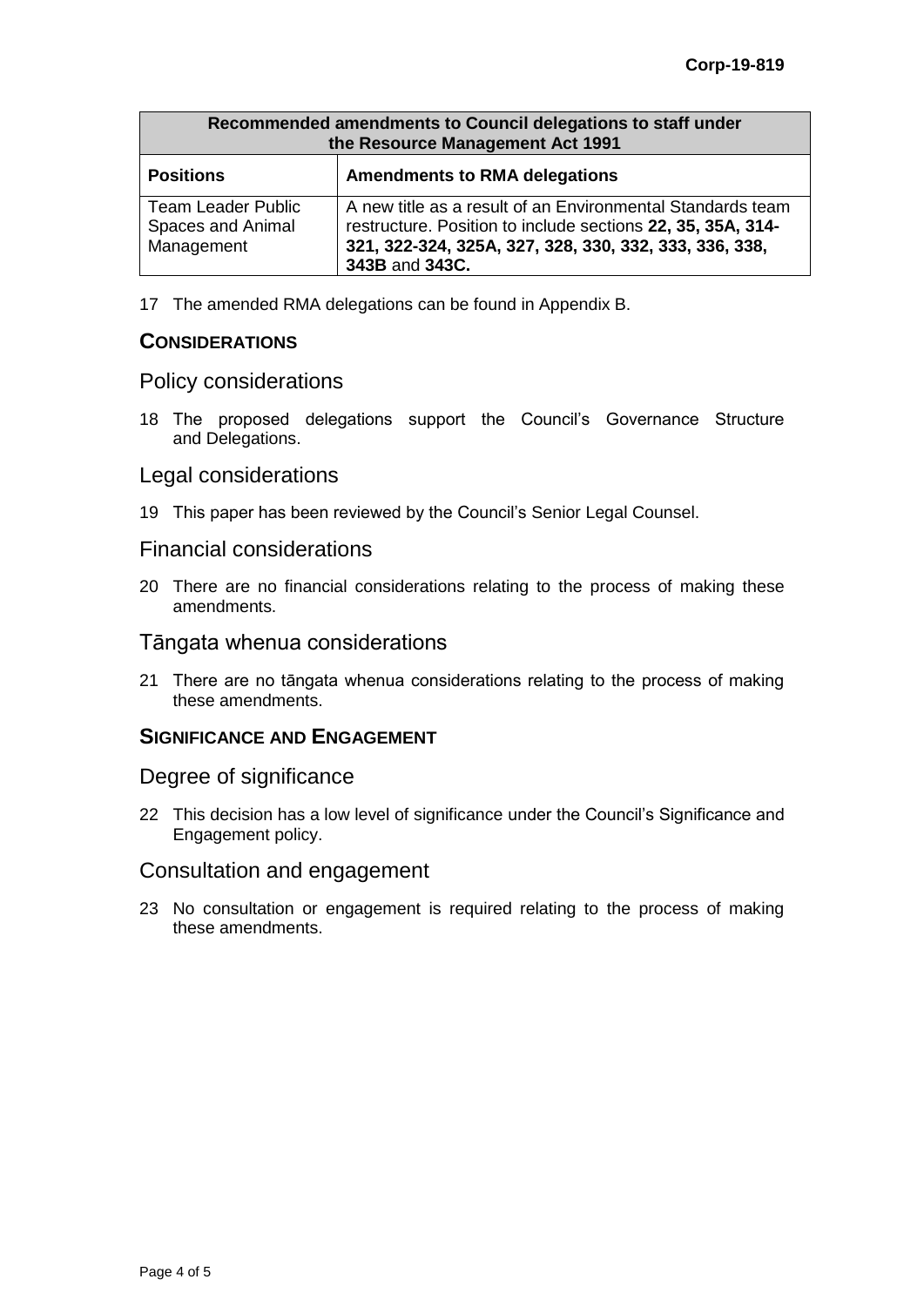| Recommended amendments to Council delegations to staff under the Resource Management Act 1991 | |
|---|---|
| **Positions** | **Amendments to RMA delegations** |
| Team Leader Public Spaces and Animal Management | A new title as a result of an Environmental Standards team restructure. Position to include sections **22, 35, 35A, 314-321, 322-324, 325A, 327, 328, 330, 332, 333, 336, 338, 343B** and **343C.** |

17 The amended RMA delegations can be found in Appendix B.

## CONSIDERATIONS

### Policy considerations

18 The proposed delegations support the Council's Governance Structure and Delegations.

### Legal considerations

19 This paper has been reviewed by the Council's Senior Legal Counsel.

### Financial considerations

20 There are no financial considerations relating to the process of making these amendments.

### Tāngata whenua considerations

21 There are no tāngata whenua considerations relating to the process of making these amendments.

## SIGNIFICANCE AND ENGAGEMENT

### Degree of significance

22 This decision has a low level of significance under the Council's Significance and Engagement policy.

### Consultation and engagement

23 No consultation or engagement is required relating to the process of making these amendments.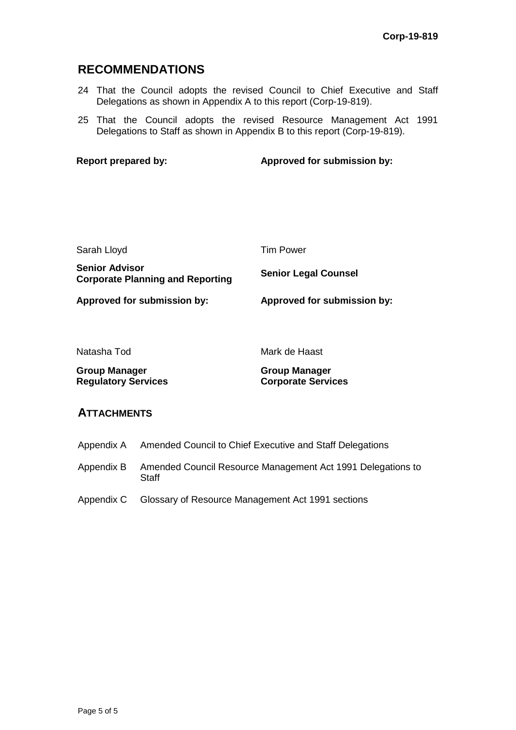## RECOMMENDATIONS

24 That the Council adopts the revised Council to Chief Executive and Staff Delegations as shown in Appendix A to this report (Corp-19-819).

25 That the Council adopts the revised Resource Management Act 1991 Delegations to Staff as shown in Appendix B to this report (Corp-19-819).

| | |
|---|---|
| **Report prepared by:** | **Approved for submission by:** |
| Sarah Lloyd | Tim Power |
| **Senior Advisor**<br>**Corporate Planning and Reporting** | **Senior Legal Counsel** |
| **Approved for submission by:** | **Approved for submission by:** |
| Natasha Tod | Mark de Haast |
| **Group Manager**<br>**Regulatory Services** | **Group Manager**<br>**Corporate Services** |

## ATTACHMENTS

| | |
|---|---|
| Appendix A | Amended Council to Chief Executive and Staff Delegations |
| Appendix B | Amended Council Resource Management Act 1991 Delegations to Staff |
| Appendix C | Glossary of Resource Management Act 1991 sections |